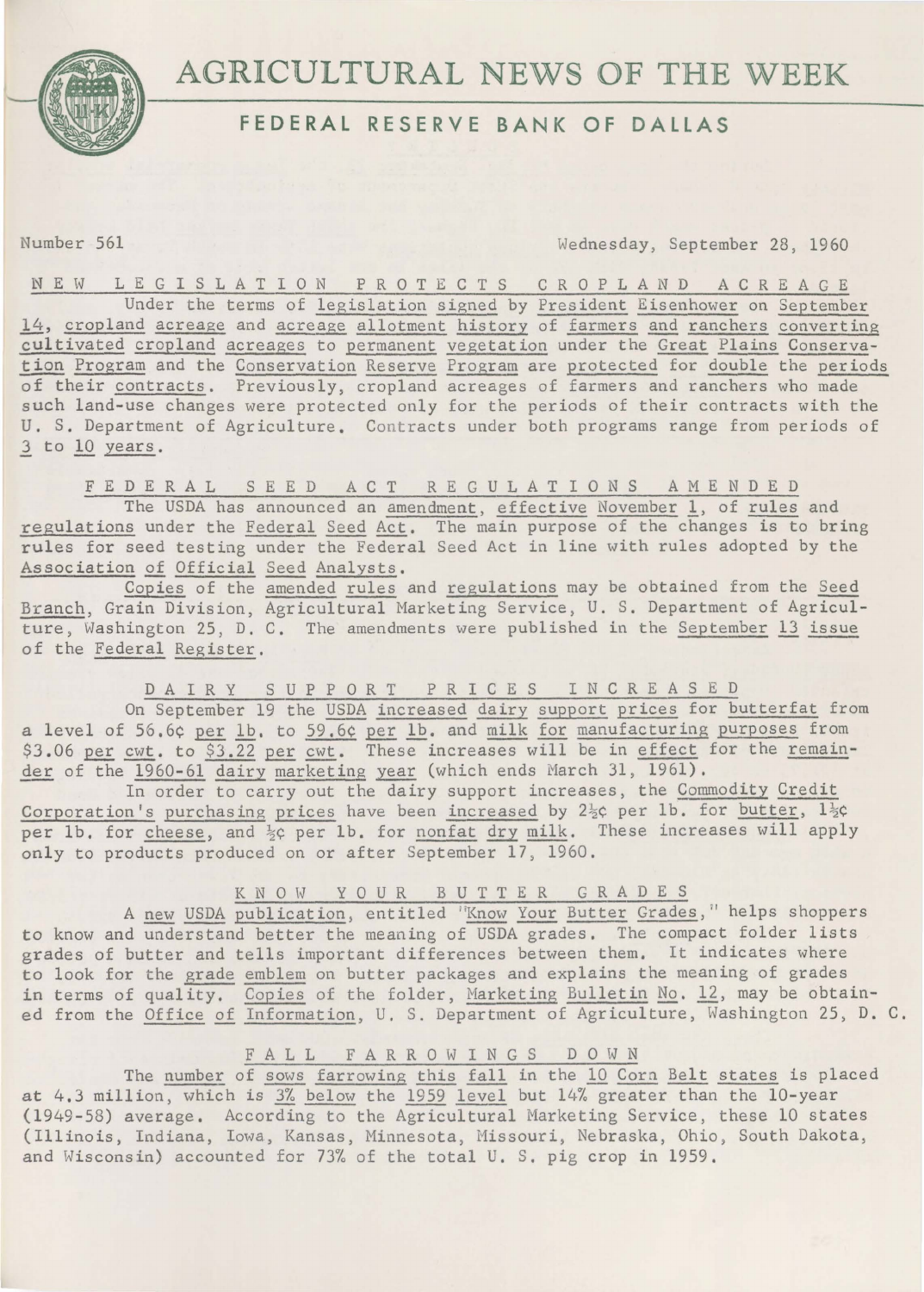# AGRICULTURAL NEWS OF THE WEEK

## FEDERAL RESERVE BANK OF DALLAS

Number 561 Wednesday, September 28, 1960

### NEW LEGISLATION PROTECTS CROPLAND ACREAGE

Under the terms of legislation signed by President Eisenhower on September 14, cropland acreage and acreage allotment history of farmers and ranchers converting cultivated cropland acreages to permanent vegetation under the Great Plains Conservation Program and the Conservation Reserve Program are protected for double the periods of their contracts. Previously, cropland acreages of farmers and ranchers who made such land-use changes were protected only for the periods of their contracts with the U. S. Department of Agriculture. Contracts under both programs range from periods of 3 to 10 years.

### FEDERAL SEED ACT REGULATIONS AMENDED

The USDA has announced an amendment, effective November 1, of rules and regulations under the Federal Seed Act. The main purpose of the changes is to bring rules for seed testing under the Federal Seed Act in line with rules adopted by the Association of Official Seed Analysts.

Copies of the amended rules and regulations may be obtained from the Seed Branch, Grain Division, Agricultural Marketing Service, U. S. Department of Agriculture, Washington 25, D. C. The amendments were published in the September 13 issue of the Federal Register.

### DAIRY SUPPORT PRICES INCREASED

On September 19 the USDA increased dairy support prices for butterfat from a level of 56.6¢ per lb. to 59.6¢ per lb. and milk for manufacturing purposes from \$3.06 per cwt. to \$3.22 per cwt. These increases will be in effect for the remainder of the 1960-61 dairy marketing year (which ends March 31, 1961).

In order to carry out the dairy support increases, the Commodity Credit Corporation's purchasing prices have been increased by 2½¢ per lb. for butter, 1½¢ per lb. for cheese, and ½¢ per lb. for nonfat dry milk. These increases will apply only to products produced on or after September 17, 1960.

### KNOW YOUR BUTTER GRADES

A new USDA publication, entitled "Know Your Butter Grades," helps shoppers to know and understand better the meaning of USDA grades. The compact folder lists grades of butter and tells important differences between them. It indicates where to look for the grade emblem on butter packages and explains the meaning of grades in terms of quality. Copies of the folder, Marketing Bulletin No. 12, may be obtained from the Office of Information, U. S. Department of Agriculture, Washington 25, D. C.

### FALL FARROWINGS DOWN

The number of sows farrowing this fall in the 10 Corn Belt states is placed at 4.3 million, which is 3% below the 1959 level but 14% greater than the 10-year (1949-58) average. According to the Agricultural Marketing Service, these 10 states (Illinois, Indiana, Iowa, Kansas, Minnesota, Missouri, Nebraska, Ohio, South Dakota, and Wisconsin) accounted for 73% of the total U. S. pig crop in 1959.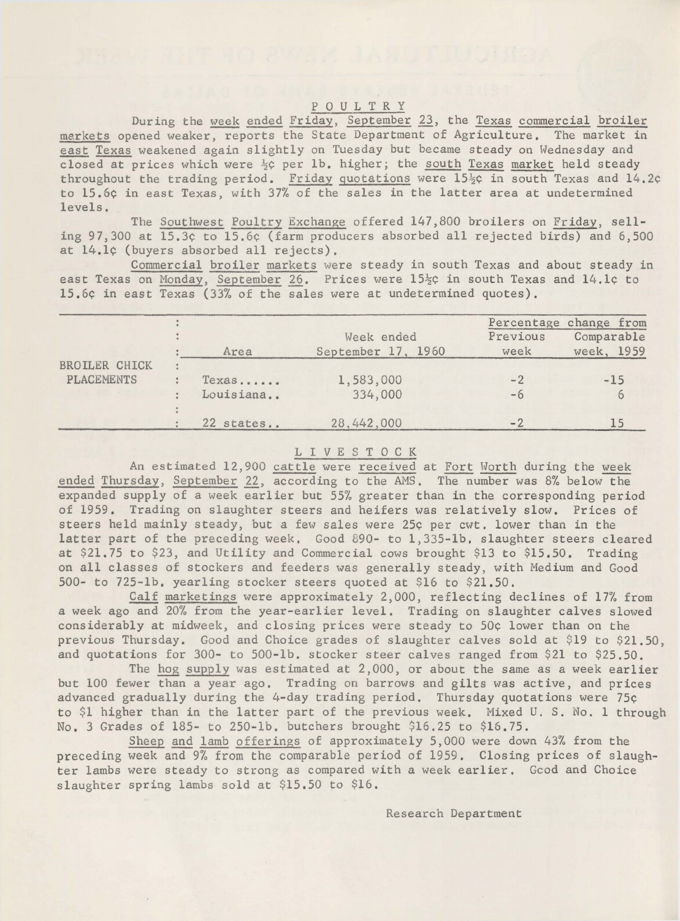## POULTRY

During the week ended Friday, September 23, the Texas commercial broiler markets opened weaker, reports the State Department of Agriculture. The market in east Texas weakened again slightly on Tuesday but became steady on Wednesday and closed at prices which were ½¢ per lb. higher; the south Texas market held steady throughout the trading period. Friday quotations were 15½¢ in south Texas and 14.2¢ to 15.6¢ in east Texas, with 37% of the sales in the latter area at undetermined levels.

The Southwest Poultry Exchange offered 147,800 broilers on Friday, selling 97,300 at 15.3¢ to 15.6¢ (farm producers absorbed all rejected birds) and 6,500 at 14.1¢ (buyers absorbed all rejects).

Commercial broiler markets were steady in south Texas and about steady in east Texas on Monday, September 26. Prices were 15½¢ in south Texas and 14.1¢ to 15.6¢ in east Texas (33% of the sales were at undetermined quotes).

| | Area | Week ended September 17, 1960 | Percentage change from Previous week | Comparable week, 1959 |
|---|---|---|---|---|
| BROILER CHICK PLACEMENTS | Texas...... | 1,583,000 | -2 | -15 |
| | Louisiana.. | 334,000 | -6 | 6 |
| | 22 states.. | 28,442,000 | -2 | 15 |

## LIVESTOCK

An estimated 12,900 cattle were received at Fort Worth during the week ended Thursday, September 22, according to the AMS. The number was 8% below the expanded supply of a week earlier but 55% greater than in the corresponding period of 1959. Trading on slaughter steers and heifers was relatively slow. Prices of steers held mainly steady, but a few sales were 25¢ per cwt. lower than in the latter part of the preceding week. Good 890- to 1,335-lb. slaughter steers cleared at $21.75 to $23, and Utility and Commercial cows brought $13 to $15.50. Trading on all classes of stockers and feeders was generally steady, with Medium and Good 500- to 725-lb. yearling stocker steers quoted at $16 to $21.50.

Calf marketings were approximately 2,000, reflecting declines of 17% from a week ago and 20% from the year-earlier level. Trading on slaughter calves slowed considerably at midweek, and closing prices were steady to 50¢ lower than on the previous Thursday. Good and Choice grades of slaughter calves sold at $19 to $21.50, and quotations for 300- to 500-lb. stocker steer calves ranged from $21 to $25.50.

The hog supply was estimated at 2,000, or about the same as a week earlier but 100 fewer than a year ago. Trading on barrows and gilts was active, and prices advanced gradually during the 4-day trading period. Thursday quotations were 75¢ to $1 higher than in the latter part of the previous week. Mixed U. S. No. 1 through No. 3 Grades of 185- to 250-lb. butchers brought $16.25 to $16.75.

Sheep and lamb offerings of approximately 5,000 were down 43% from the preceding week and 9% from the comparable period of 1959. Closing prices of slaughter lambs were steady to strong as compared with a week earlier. Good and Choice slaughter spring lambs sold at $15.50 to $16.

Research Department